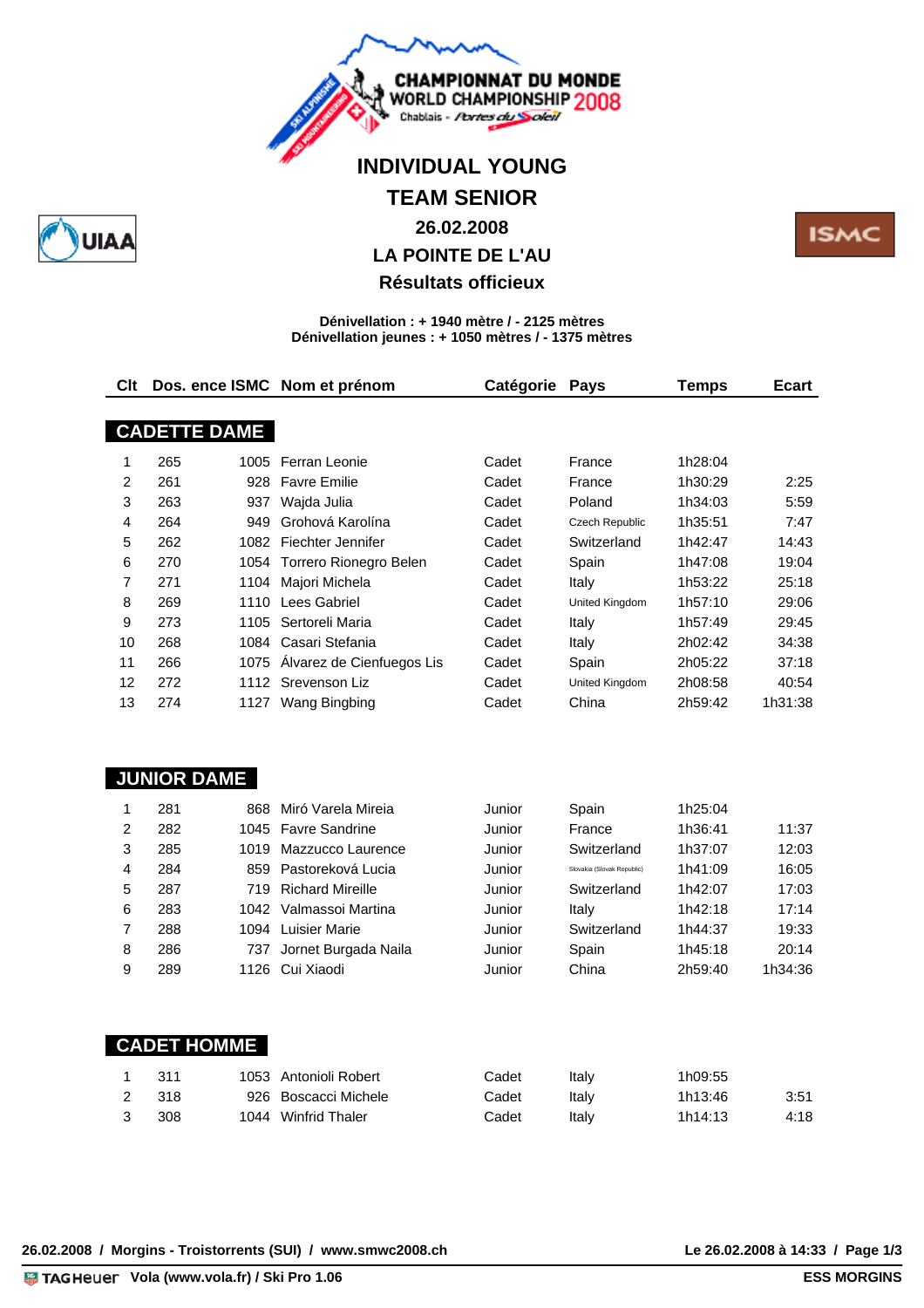CHAMPIONNAT DU MONDE
WORLD CHAMPIONSHIP 2008
Chablais - Portes du Soleil

# INDIVIDUAL YOUNG
# TEAM SENIOR
## 26.02.2008
## LA POINTE DE L'AU
## Résultats officieux

**Dénivellation : + 1940 mètre / - 2125 mètres**
**Dénivellation jeunes : + 1050 mètres / - 1375 mètres**

| Clt | Dos. | ence ISMC | Nom et prénom | Catégorie | Pays | Temps | Ecart |
|---|---|---|---|---|---|---|---|
| **CADETTE DAME** | | | | | | | |
| 1 | 265 | 1005 | Ferran Leonie | Cadet | France | 1h28:04 | |
| 2 | 261 | 928 | Favre Emilie | Cadet | France | 1h30:29 | 2:25 |
| 3 | 263 | 937 | Wajda Julia | Cadet | Poland | 1h34:03 | 5:59 |
| 4 | 264 | 949 | Grohová Karolína | Cadet | Czech Republic | 1h35:51 | 7:47 |
| 5 | 262 | 1082 | Fiechter Jennifer | Cadet | Switzerland | 1h42:47 | 14:43 |
| 6 | 270 | 1054 | Torrero Rionegro Belen | Cadet | Spain | 1h47:08 | 19:04 |
| 7 | 271 | 1104 | Majori Michela | Cadet | Italy | 1h53:22 | 25:18 |
| 8 | 269 | 1110 | Lees Gabriel | Cadet | United Kingdom | 1h57:10 | 29:06 |
| 9 | 273 | 1105 | Sertoreli Maria | Cadet | Italy | 1h57:49 | 29:45 |
| 10 | 268 | 1084 | Casari Stefania | Cadet | Italy | 2h02:42 | 34:38 |
| 11 | 266 | 1075 | Álvarez de Cienfuegos Lis | Cadet | Spain | 2h05:22 | 37:18 |
| 12 | 272 | 1112 | Srevenson Liz | Cadet | United Kingdom | 2h08:58 | 40:54 |
| 13 | 274 | 1127 | Wang Bingbing | Cadet | China | 2h59:42 | 1h31:38 |
| **JUNIOR DAME** | | | | | | | |
| 1 | 281 | 868 | Miró Varela Mireia | Junior | Spain | 1h25:04 | |
| 2 | 282 | 1045 | Favre Sandrine | Junior | France | 1h36:41 | 11:37 |
| 3 | 285 | 1019 | Mazzucco Laurence | Junior | Switzerland | 1h37:07 | 12:03 |
| 4 | 284 | 859 | Pastoreková Lucia | Junior | Slovakia (Slovak Republic) | 1h41:09 | 16:05 |
| 5 | 287 | 719 | Richard Mireille | Junior | Switzerland | 1h42:07 | 17:03 |
| 6 | 283 | 1042 | Valmassoi Martina | Junior | Italy | 1h42:18 | 17:14 |
| 7 | 288 | 1094 | Luisier Marie | Junior | Switzerland | 1h44:37 | 19:33 |
| 8 | 286 | 737 | Jornet Burgada Naila | Junior | Spain | 1h45:18 | 20:14 |
| 9 | 289 | 1126 | Cui Xiaodi | Junior | China | 2h59:40 | 1h34:36 |
| **CADET HOMME** | | | | | | | |
| 1 | 311 | 1053 | Antonioli Robert | Cadet | Italy | 1h09:55 | |
| 2 | 318 | 926 | Boscacci Michele | Cadet | Italy | 1h13:46 | 3:51 |
| 3 | 308 | 1044 | Winfrid Thaler | Cadet | Italy | 1h14:13 | 4:18 |

26.02.2008 / Morgins - Troistorrents (SUI) / www.smwc2008.ch — Le 26.02.2008 à 14:33

TAG Heuer Vola (www.vola.fr) / Ski Pro 1.06 — ESS MORGINS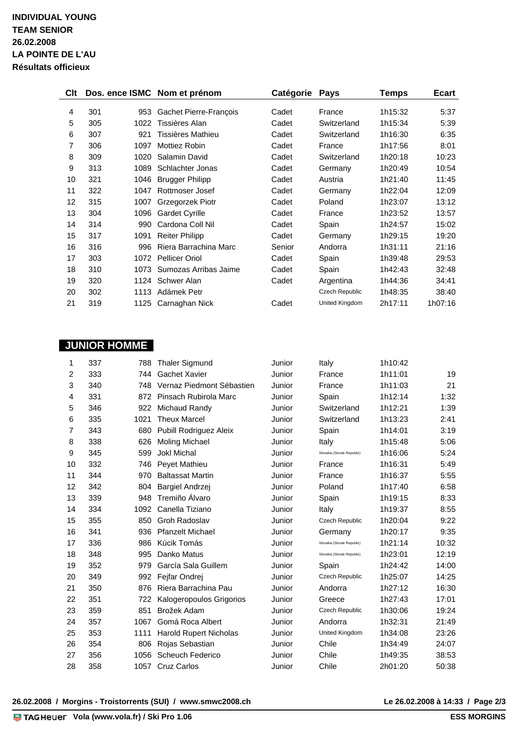**INDIVIDUAL YOUNG**
**TEAM SENIOR**
**26.02.2008**
**LA POINTE DE L'AU**
**Résultats officieux**

| Clt | Dos. | ence ISMC | Nom et prénom | Catégorie | Pays | Temps | Ecart |
|---|---|---|---|---|---|---|---|
| 4 | 301 | 953 | Gachet Pierre-François | Cadet | France | 1h15:32 | 5:37 |
| 5 | 305 | 1022 | Tissières Alan | Cadet | Switzerland | 1h15:34 | 5:39 |
| 6 | 307 | 921 | Tissières Mathieu | Cadet | Switzerland | 1h16:30 | 6:35 |
| 7 | 306 | 1097 | Mottiez Robin | Cadet | France | 1h17:56 | 8:01 |
| 8 | 309 | 1020 | Salamin David | Cadet | Switzerland | 1h20:18 | 10:23 |
| 9 | 313 | 1089 | Schlachter Jonas | Cadet | Germany | 1h20:49 | 10:54 |
| 10 | 321 | 1046 | Brugger Philipp | Cadet | Austria | 1h21:40 | 11:45 |
| 11 | 322 | 1047 | Rottmoser Josef | Cadet | Germany | 1h22:04 | 12:09 |
| 12 | 315 | 1007 | Grzegorzek Piotr | Cadet | Poland | 1h23:07 | 13:12 |
| 13 | 304 | 1096 | Gardet Cyrille | Cadet | France | 1h23:52 | 13:57 |
| 14 | 314 | 990 | Cardona Coll Nil | Cadet | Spain | 1h24:57 | 15:02 |
| 15 | 317 | 1091 | Reiter Philipp | Cadet | Germany | 1h29:15 | 19:20 |
| 16 | 316 | 996 | Riera Barrachina Marc | Senior | Andorra | 1h31:11 | 21:16 |
| 17 | 303 | 1072 | Pellicer Oriol | Cadet | Spain | 1h39:48 | 29:53 |
| 18 | 310 | 1073 | Sumozas Arribas Jaime | Cadet | Spain | 1h42:43 | 32:48 |
| 19 | 320 | 1124 | Schwer Alan | Cadet | Argentina | 1h44:36 | 34:41 |
| 20 | 302 | 1113 | Adámek Petr | | Czech Republic | 1h48:35 | 38:40 |
| 21 | 319 | 1125 | Carnaghan Nick | Cadet | United Kingdom | 2h17:11 | 1h07:16 |

## JUNIOR HOMME

| Clt | Dos. | ence ISMC | Nom et prénom | Catégorie | Pays | Temps | Ecart |
|---|---|---|---|---|---|---|---|
| 1 | 337 | 788 | Thaler Sigmund | Junior | Italy | 1h10:42 | |
| 2 | 333 | 744 | Gachet Xavier | Junior | France | 1h11:01 | 19 |
| 3 | 340 | 748 | Vernaz Piedmont Sébastien | Junior | France | 1h11:03 | 21 |
| 4 | 331 | 872 | Pinsach Rubirola Marc | Junior | Spain | 1h12:14 | 1:32 |
| 5 | 346 | 922 | Michaud Randy | Junior | Switzerland | 1h12:21 | 1:39 |
| 6 | 335 | 1021 | Theux Marcel | Junior | Switzerland | 1h13:23 | 2:41 |
| 7 | 343 | 680 | Pubill Rodriguez Aleix | Junior | Spain | 1h14:01 | 3:19 |
| 8 | 338 | 626 | Moling Michael | Junior | Italy | 1h15:48 | 5:06 |
| 9 | 345 | 599 | Jokl Michal | Junior | Slovakia (Slovak Republic) | 1h16:06 | 5:24 |
| 10 | 332 | 746 | Peyet Mathieu | Junior | France | 1h16:31 | 5:49 |
| 11 | 344 | 970 | Baltassat Martin | Junior | France | 1h16:37 | 5:55 |
| 12 | 342 | 804 | Bargiel Andrzej | Junior | Poland | 1h17:40 | 6:58 |
| 13 | 339 | 948 | Tremiño Álvaro | Junior | Spain | 1h19:15 | 8:33 |
| 14 | 334 | 1092 | Canella Tiziano | Junior | Italy | 1h19:37 | 8:55 |
| 15 | 355 | 850 | Groh Radoslav | Junior | Czech Republic | 1h20:04 | 9:22 |
| 16 | 341 | 936 | Pfanzelt Michael | Junior | Germany | 1h20:17 | 9:35 |
| 17 | 336 | 986 | Kúcik Tomás | Junior | Slovakia (Slovak Republic) | 1h21:14 | 10:32 |
| 18 | 348 | 995 | Danko Matus | Junior | Slovakia (Slovak Republic) | 1h23:01 | 12:19 |
| 19 | 352 | 979 | García Sala Guillem | Junior | Spain | 1h24:42 | 14:00 |
| 20 | 349 | 992 | Fejfar Ondrej | Junior | Czech Republic | 1h25:07 | 14:25 |
| 21 | 350 | 876 | Riera Barrachina Pau | Junior | Andorra | 1h27:12 | 16:30 |
| 22 | 351 | 722 | Kalogeropoulos Grigorios | Junior | Greece | 1h27:43 | 17:01 |
| 23 | 359 | 851 | Brožek Adam | Junior | Czech Republic | 1h30:06 | 19:24 |
| 24 | 357 | 1067 | Gomá Roca Albert | Junior | Andorra | 1h32:31 | 21:49 |
| 25 | 353 | 1111 | Harold Rupert Nicholas | Junior | United Kingdom | 1h34:08 | 23:26 |
| 26 | 354 | 806 | Rojas Sebastian | Junior | Chile | 1h34:49 | 24:07 |
| 27 | 356 | 1056 | Scheuch Federico | Junior | Chile | 1h49:35 | 38:53 |
| 28 | 358 | 1057 | Cruz Carlos | Junior | Chile | 2h01:20 | 50:38 |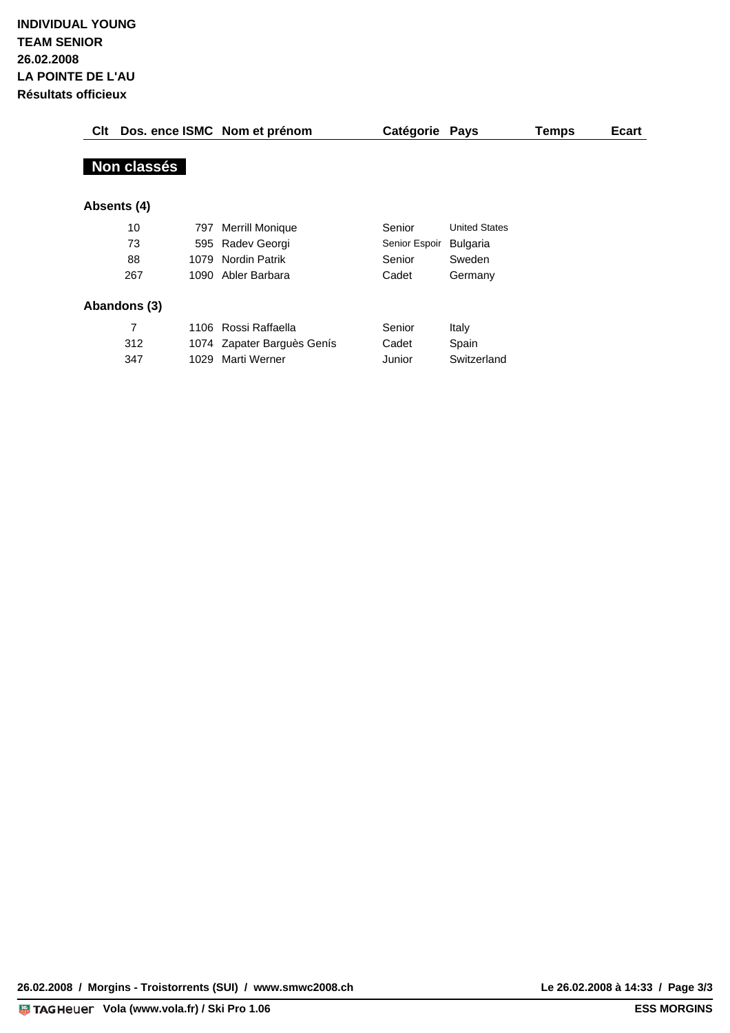**INDIVIDUAL YOUNG**
**TEAM SENIOR**
**26.02.2008**
**LA POINTE DE L'AU**
**Résultats officieux**

## Non classés

### Absents (4)

| Clt | Dos. | ence ISMC | Nom et prénom | Catégorie | Pays | Temps | Ecart |
|---|---|---|---|---|---|---|---|
| | 10 | 797 | Merrill Monique | Senior | United States | | |
| | 73 | 595 | Radev Georgi | Senior Espoir | Bulgaria | | |
| | 88 | 1079 | Nordin Patrik | Senior | Sweden | | |
| | 267 | 1090 | Abler Barbara | Cadet | Germany | | |

### Abandons (3)

| Clt | Dos. | ence ISMC | Nom et prénom | Catégorie | Pays | Temps | Ecart |
|---|---|---|---|---|---|---|---|
| | 7 | 1106 | Rossi Raffaella | Senior | Italy | | |
| | 312 | 1074 | Zapater Barguès Genís | Cadet | Spain | | |
| | 347 | 1029 | Marti Werner | Junior | Switzerland | | |

26.02.2008 / Morgins - Troistorrents (SUI) / www.smwc2008.ch

TAG Heuer Vola (www.vola.fr) / Ski Pro 1.06

ESS MORGINS